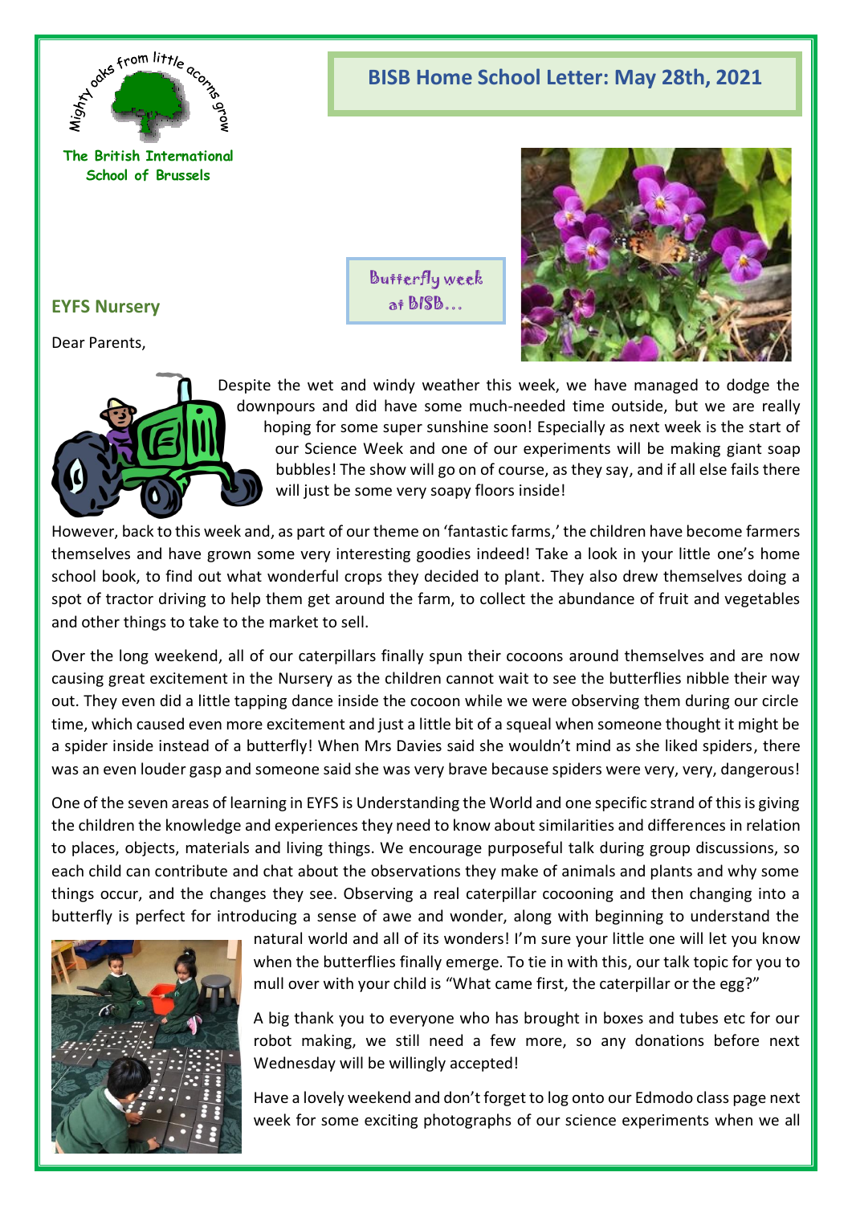The British International School of Brussels

# BISB Home School Letter: May 28th, 2021

Butterfly week at BISB…

## EYFS Nursery

Dear Parents,

Despite the wet and windy weather this week, we have managed to dodge the downpours and did have some much-needed time outside, but we are really hoping for some super sunshine soon! Especially as next week is the start of our Science Week and one of our experiments will be making giant soap bubbles! The show will go on of course, as they say, and if all else fails there will just be some very soapy floors inside!

However, back to this week and, as part of our theme on 'fantastic farms,' the children have become farmers themselves and have grown some very interesting goodies indeed! Take a look in your little one's home school book, to find out what wonderful crops they decided to plant. They also drew themselves doing a spot of tractor driving to help them get around the farm, to collect the abundance of fruit and vegetables and other things to take to the market to sell.

Over the long weekend, all of our caterpillars finally spun their cocoons around themselves and are now causing great excitement in the Nursery as the children cannot wait to see the butterflies nibble their way out. They even did a little tapping dance inside the cocoon while we were observing them during our circle time, which caused even more excitement and just a little bit of a squeal when someone thought it might be a spider inside instead of a butterfly! When Mrs Davies said she wouldn't mind as she liked spiders, there was an even louder gasp and someone said she was very brave because spiders were very, very, dangerous!

One of the seven areas of learning in EYFS is Understanding the World and one specific strand of this is giving the children the knowledge and experiences they need to know about similarities and differences in relation to places, objects, materials and living things. We encourage purposeful talk during group discussions, so each child can contribute and chat about the observations they make of animals and plants and why some things occur, and the changes they see. Observing a real caterpillar cocooning and then changing into a butterfly is perfect for introducing a sense of awe and wonder, along with beginning to understand the natural world and all of its wonders! I'm sure your little one will let you know when the butterflies finally emerge. To tie in with this, our talk topic for you to mull over with your child is "What came first, the caterpillar or the egg?"

A big thank you to everyone who has brought in boxes and tubes etc for our robot making, we still need a few more, so any donations before next Wednesday will be willingly accepted!

Have a lovely weekend and don't forget to log onto our Edmodo class page next week for some exciting photographs of our science experiments when we all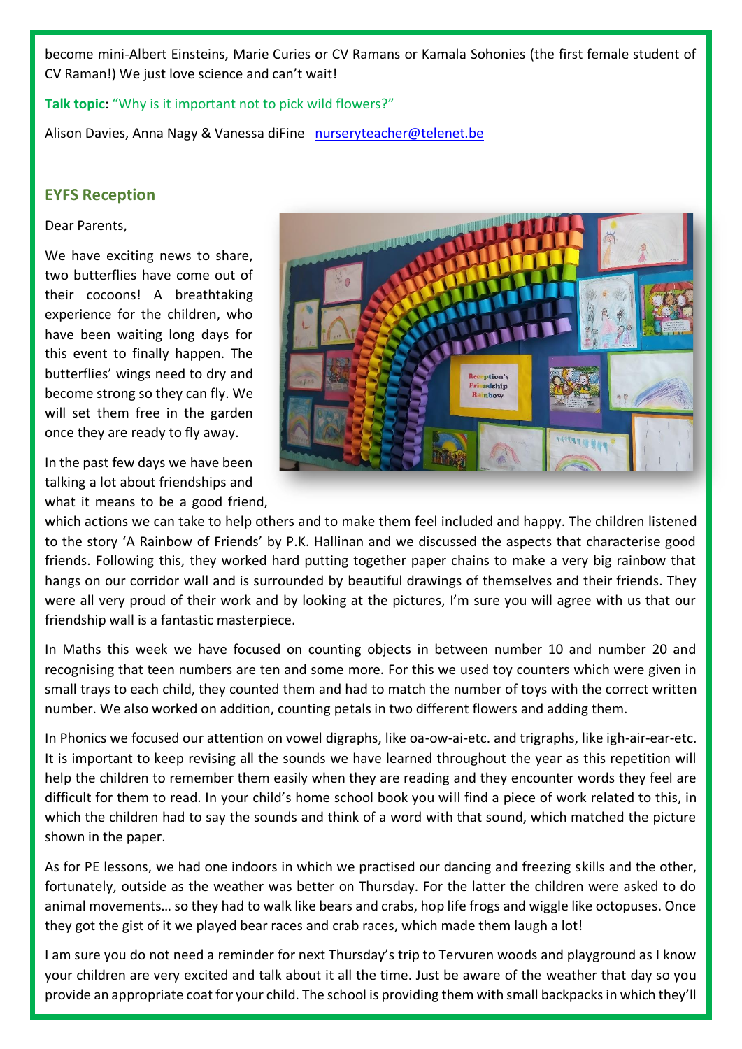become mini-Albert Einsteins, Marie Curies or CV Ramans or Kamala Sohonies (the first female student of CV Raman!) We just love science and can't wait!

**Talk topic**: "Why is it important not to pick wild flowers?"

Alison Davies, Anna Nagy & Vanessa diFine nurseryteacher@telenet.be

## EYFS Reception

Dear Parents,

We have exciting news to share, two butterflies have come out of their cocoons! A breathtaking experience for the children, who have been waiting long days for this event to finally happen. The butterflies' wings need to dry and become strong so they can fly. We will set them free in the garden once they are ready to fly away.

In the past few days we have been talking a lot about friendships and what it means to be a good friend, which actions we can take to help others and to make them feel included and happy. The children listened to the story 'A Rainbow of Friends' by P.K. Hallinan and we discussed the aspects that characterise good friends. Following this, they worked hard putting together paper chains to make a very big rainbow that hangs on our corridor wall and is surrounded by beautiful drawings of themselves and their friends. They were all very proud of their work and by looking at the pictures, I'm sure you will agree with us that our friendship wall is a fantastic masterpiece.

In Maths this week we have focused on counting objects in between number 10 and number 20 and recognising that teen numbers are ten and some more. For this we used toy counters which were given in small trays to each child, they counted them and had to match the number of toys with the correct written number. We also worked on addition, counting petals in two different flowers and adding them.

In Phonics we focused our attention on vowel digraphs, like oa-ow-ai-etc. and trigraphs, like igh-air-ear-etc. It is important to keep revising all the sounds we have learned throughout the year as this repetition will help the children to remember them easily when they are reading and they encounter words they feel are difficult for them to read. In your child's home school book you will find a piece of work related to this, in which the children had to say the sounds and think of a word with that sound, which matched the picture shown in the paper.

As for PE lessons, we had one indoors in which we practised our dancing and freezing skills and the other, fortunately, outside as the weather was better on Thursday. For the latter the children were asked to do animal movements… so they had to walk like bears and crabs, hop life frogs and wiggle like octopuses. Once they got the gist of it we played bear races and crab races, which made them laugh a lot!

I am sure you do not need a reminder for next Thursday's trip to Tervuren woods and playground as I know your children are very excited and talk about it all the time. Just be aware of the weather that day so you provide an appropriate coat for your child. The school is providing them with small backpacks in which they'll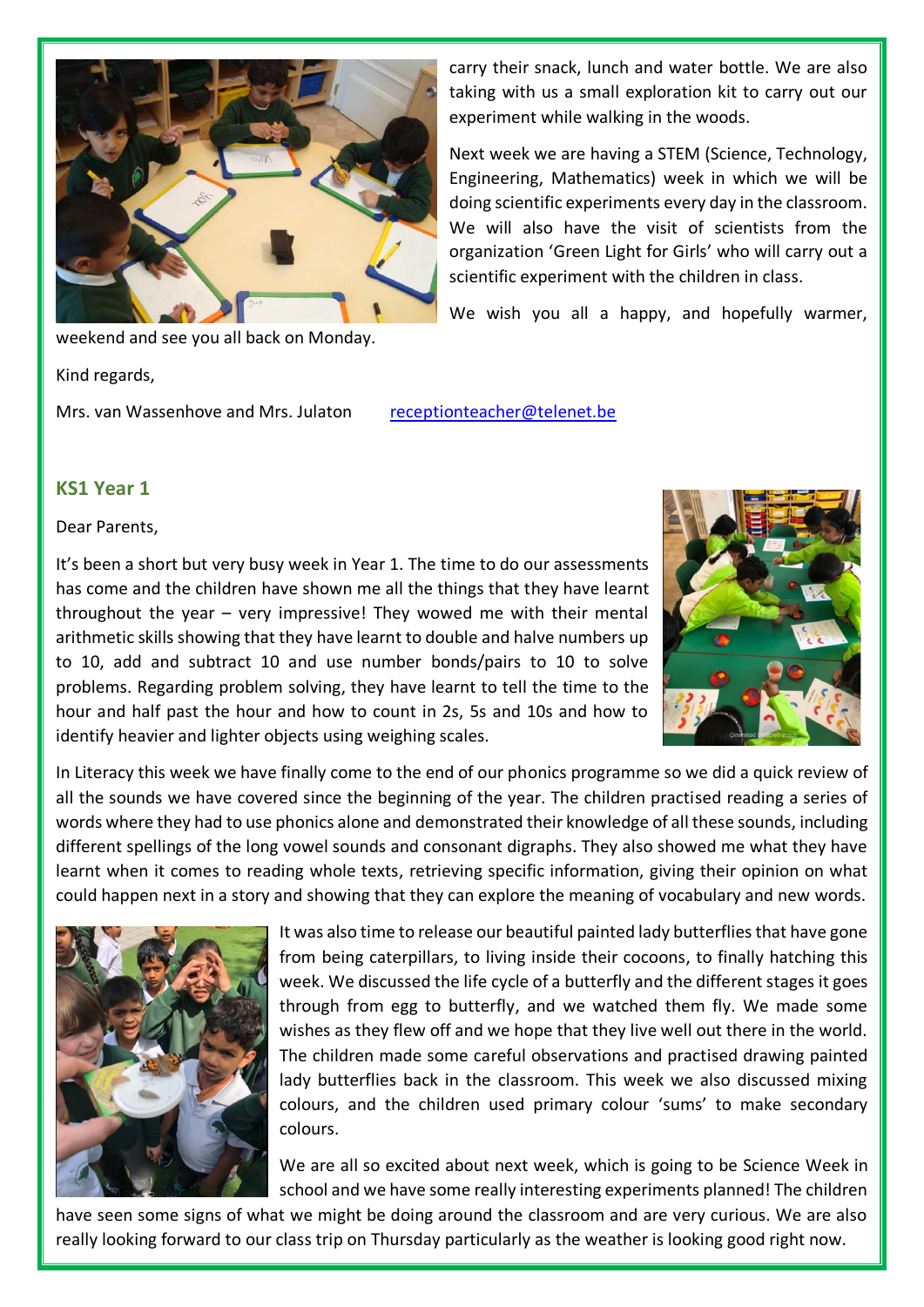carry their snack, lunch and water bottle. We are also taking with us a small exploration kit to carry out our experiment while walking in the woods.

Next week we are having a STEM (Science, Technology, Engineering, Mathematics) week in which we will be doing scientific experiments every day in the classroom. We will also have the visit of scientists from the organization 'Green Light for Girls' who will carry out a scientific experiment with the children in class.

We wish you all a happy, and hopefully warmer, weekend and see you all back on Monday.

Kind regards,

Mrs. van Wassenhove and Mrs. Julaton receptionteacher@telenet.be

## KS1 Year 1

Dear Parents,

It's been a short but very busy week in Year 1. The time to do our assessments has come and the children have shown me all the things that they have learnt throughout the year – very impressive! They wowed me with their mental arithmetic skills showing that they have learnt to double and halve numbers up to 10, add and subtract 10 and use number bonds/pairs to 10 to solve problems. Regarding problem solving, they have learnt to tell the time to the hour and half past the hour and how to count in 2s, 5s and 10s and how to identify heavier and lighter objects using weighing scales.

In Literacy this week we have finally come to the end of our phonics programme so we did a quick review of all the sounds we have covered since the beginning of the year. The children practised reading a series of words where they had to use phonics alone and demonstrated their knowledge of all these sounds, including different spellings of the long vowel sounds and consonant digraphs. They also showed me what they have learnt when it comes to reading whole texts, retrieving specific information, giving their opinion on what could happen next in a story and showing that they can explore the meaning of vocabulary and new words.

It was also time to release our beautiful painted lady butterflies that have gone from being caterpillars, to living inside their cocoons, to finally hatching this week. We discussed the life cycle of a butterfly and the different stages it goes through from egg to butterfly, and we watched them fly. We made some wishes as they flew off and we hope that they live well out there in the world. The children made some careful observations and practised drawing painted lady butterflies back in the classroom. This week we also discussed mixing colours, and the children used primary colour 'sums' to make secondary colours.

We are all so excited about next week, which is going to be Science Week in school and we have some really interesting experiments planned! The children have seen some signs of what we might be doing around the classroom and are very curious. We are also really looking forward to our class trip on Thursday particularly as the weather is looking good right now.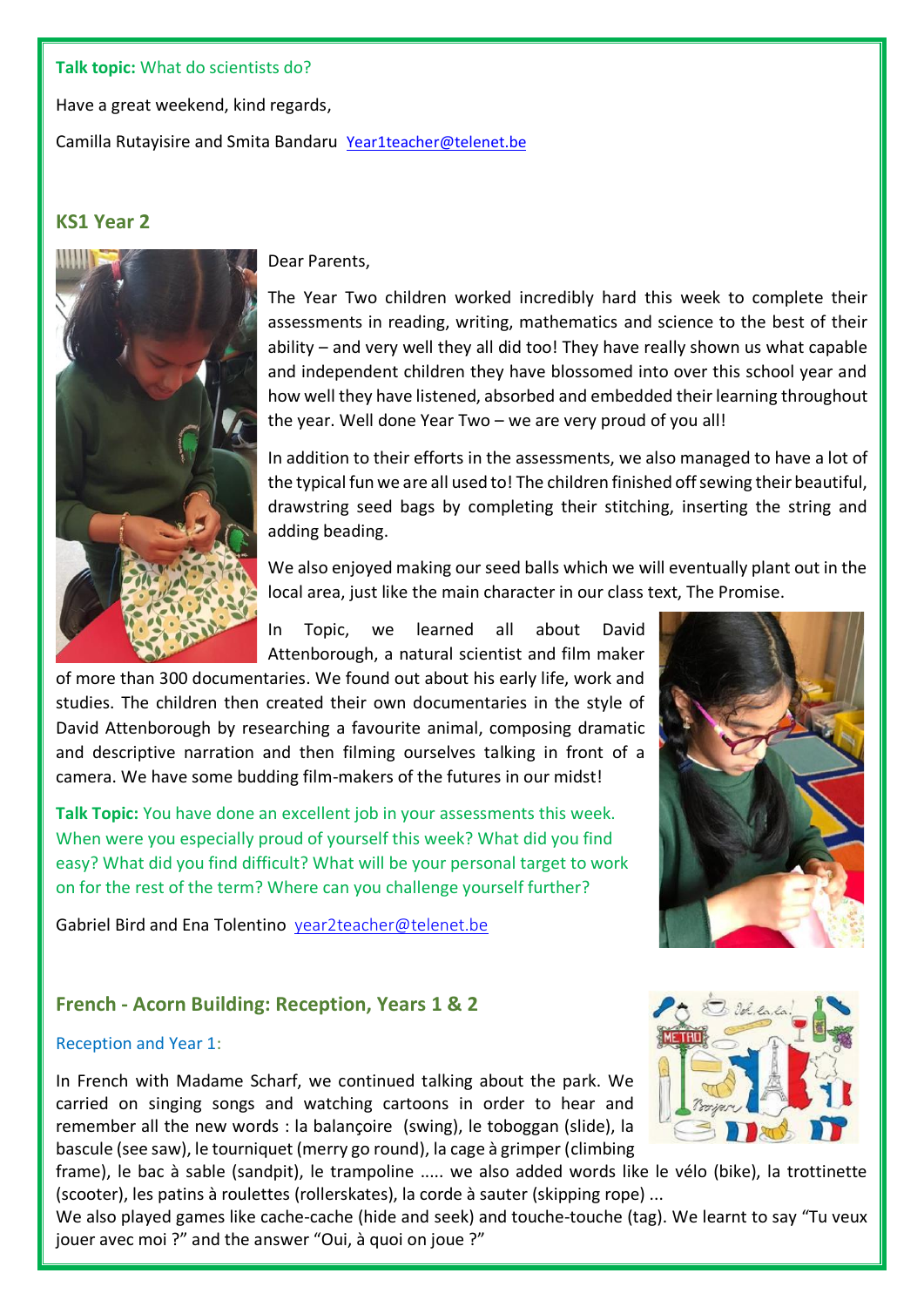**Talk topic:** What do scientists do?

Have a great weekend, kind regards,

Camilla Rutayisire and Smita Bandaru [Year1teacher@telenet.be](mailto:Year1teacher@telenet.be)

## KS1 Year 2

Dear Parents,

The Year Two children worked incredibly hard this week to complete their assessments in reading, writing, mathematics and science to the best of their ability – and very well they all did too! They have really shown us what capable and independent children they have blossomed into over this school year and how well they have listened, absorbed and embedded their learning throughout the year. Well done Year Two – we are very proud of you all!

In addition to their efforts in the assessments, we also managed to have a lot of the typical fun we are all used to! The children finished off sewing their beautiful, drawstring seed bags by completing their stitching, inserting the string and adding beading.

We also enjoyed making our seed balls which we will eventually plant out in the local area, just like the main character in our class text, The Promise.

In Topic, we learned all about David Attenborough, a natural scientist and film maker of more than 300 documentaries. We found out about his early life, work and studies. The children then created their own documentaries in the style of David Attenborough by researching a favourite animal, composing dramatic and descriptive narration and then filming ourselves talking in front of a camera. We have some budding film-makers of the futures in our midst!

**Talk Topic:** You have done an excellent job in your assessments this week. When were you especially proud of yourself this week? What did you find easy? What did you find difficult? What will be your personal target to work on for the rest of the term? Where can you challenge yourself further?

Gabriel Bird and Ena Tolentino [year2teacher@telenet.be](mailto:year2teacher@telenet.be)

## French - Acorn Building: Reception, Years 1 & 2

### Reception and Year 1:

In French with Madame Scharf, we continued talking about the park. We carried on singing songs and watching cartoons in order to hear and remember all the new words : la balançoire (swing), le toboggan (slide), la bascule (see saw), le tourniquet (merry go round), la cage à grimper (climbing frame), le bac à sable (sandpit), le trampoline ..... we also added words like le vélo (bike), la trottinette (scooter), les patins à roulettes (rollerskates), la corde à sauter (skipping rope) ...
We also played games like cache-cache (hide and seek) and touche-touche (tag). We learnt to say "Tu veux jouer avec moi ?" and the answer "Oui, à quoi on joue ?"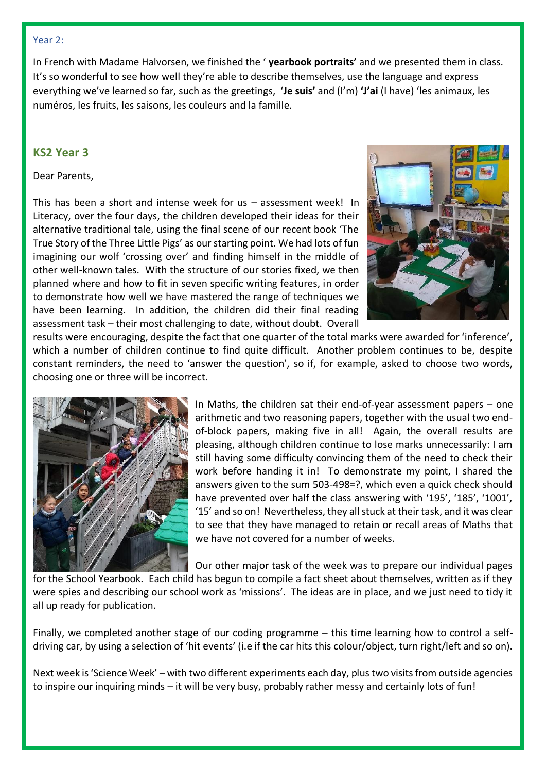Year 2:

In French with Madame Halvorsen, we finished the ' **yearbook portraits'** and we presented them in class. It's so wonderful to see how well they're able to describe themselves, use the language and express everything we've learned so far, such as the greetings, '**Je suis'** and (I'm) **'J'ai** (I have) 'les animaux, les numéros, les fruits, les saisons, les couleurs and la famille.

## KS2 Year 3

Dear Parents,

This has been a short and intense week for us – assessment week! In Literacy, over the four days, the children developed their ideas for their alternative traditional tale, using the final scene of our recent book 'The True Story of the Three Little Pigs' as our starting point. We had lots of fun imagining our wolf 'crossing over' and finding himself in the middle of other well-known tales. With the structure of our stories fixed, we then planned where and how to fit in seven specific writing features, in order to demonstrate how well we have mastered the range of techniques we have been learning. In addition, the children did their final reading assessment task – their most challenging to date, without doubt. Overall results were encouraging, despite the fact that one quarter of the total marks were awarded for 'inference', which a number of children continue to find quite difficult. Another problem continues to be, despite constant reminders, the need to 'answer the question', so if, for example, asked to choose two words, choosing one or three will be incorrect.

In Maths, the children sat their end-of-year assessment papers – one arithmetic and two reasoning papers, together with the usual two end-of-block papers, making five in all! Again, the overall results are pleasing, although children continue to lose marks unnecessarily: I am still having some difficulty convincing them of the need to check their work before handing it in! To demonstrate my point, I shared the answers given to the sum 503-498=?, which even a quick check should have prevented over half the class answering with '195', '185', '1001', '15' and so on! Nevertheless, they all stuck at their task, and it was clear to see that they have managed to retain or recall areas of Maths that we have not covered for a number of weeks.

Our other major task of the week was to prepare our individual pages for the School Yearbook. Each child has begun to compile a fact sheet about themselves, written as if they were spies and describing our school work as 'missions'. The ideas are in place, and we just need to tidy it all up ready for publication.

Finally, we completed another stage of our coding programme – this time learning how to control a self-driving car, by using a selection of 'hit events' (i.e if the car hits this colour/object, turn right/left and so on).

Next week is 'Science Week' – with two different experiments each day, plus two visits from outside agencies to inspire our inquiring minds – it will be very busy, probably rather messy and certainly lots of fun!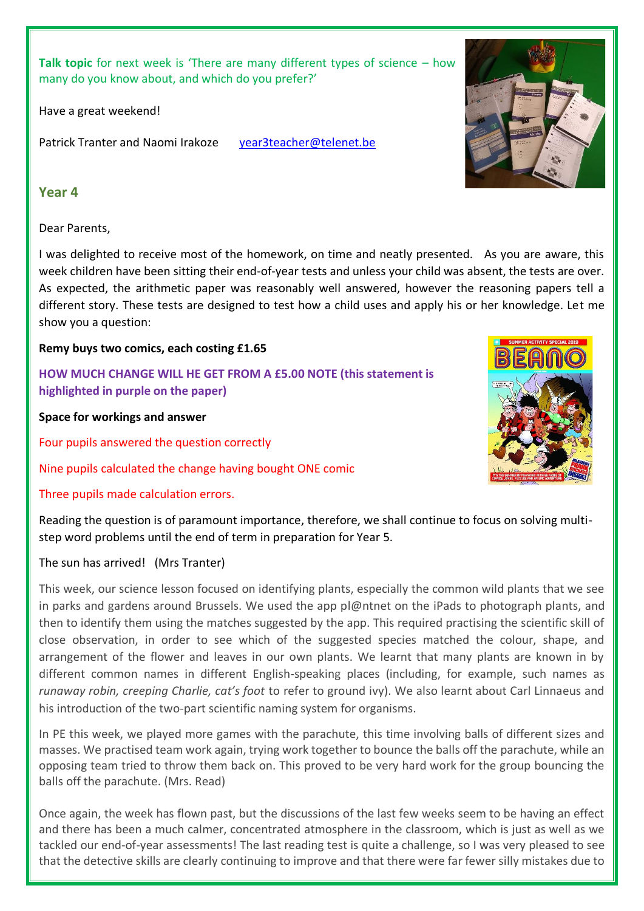**Talk topic** for next week is 'There are many different types of science – how many do you know about, and which do you prefer?'

Have a great weekend!

Patrick Tranter and Naomi Irakoze   year3teacher@telenet.be

## Year 4

Dear Parents,

I was delighted to receive most of the homework, on time and neatly presented.  As you are aware, this week children have been sitting their end-of-year tests and unless your child was absent, the tests are over. As expected, the arithmetic paper was reasonably well answered, however the reasoning papers tell a different story. These tests are designed to test how a child uses and apply his or her knowledge. Let me show you a question:

**Remy buys two comics, each costing £1.65**

**HOW MUCH CHANGE WILL HE GET FROM A £5.00 NOTE (this statement is highlighted in purple on the paper)**

**Space for workings and answer**

Four pupils answered the question correctly

Nine pupils calculated the change having bought ONE comic

Three pupils made calculation errors.

Reading the question is of paramount importance, therefore, we shall continue to focus on solving multi-step word problems until the end of term in preparation for Year 5.

The sun has arrived!  (Mrs Tranter)

This week, our science lesson focused on identifying plants, especially the common wild plants that we see in parks and gardens around Brussels. We used the app pl@ntnet on the iPads to photograph plants, and then to identify them using the matches suggested by the app. This required practising the scientific skill of close observation, in order to see which of the suggested species matched the colour, shape, and arrangement of the flower and leaves in our own plants. We learnt that many plants are known in by different common names in different English-speaking places (including, for example, such names as *runaway robin, creeping Charlie, cat's foot* to refer to ground ivy). We also learnt about Carl Linnaeus and his introduction of the two-part scientific naming system for organisms.

In PE this week, we played more games with the parachute, this time involving balls of different sizes and masses. We practised team work again, trying work together to bounce the balls off the parachute, while an opposing team tried to throw them back on. This proved to be very hard work for the group bouncing the balls off the parachute. (Mrs. Read)

Once again, the week has flown past, but the discussions of the last few weeks seem to be having an effect and there has been a much calmer, concentrated atmosphere in the classroom, which is just as well as we tackled our end-of-year assessments! The last reading test is quite a challenge, so I was very pleased to see that the detective skills are clearly continuing to improve and that there were far fewer silly mistakes due to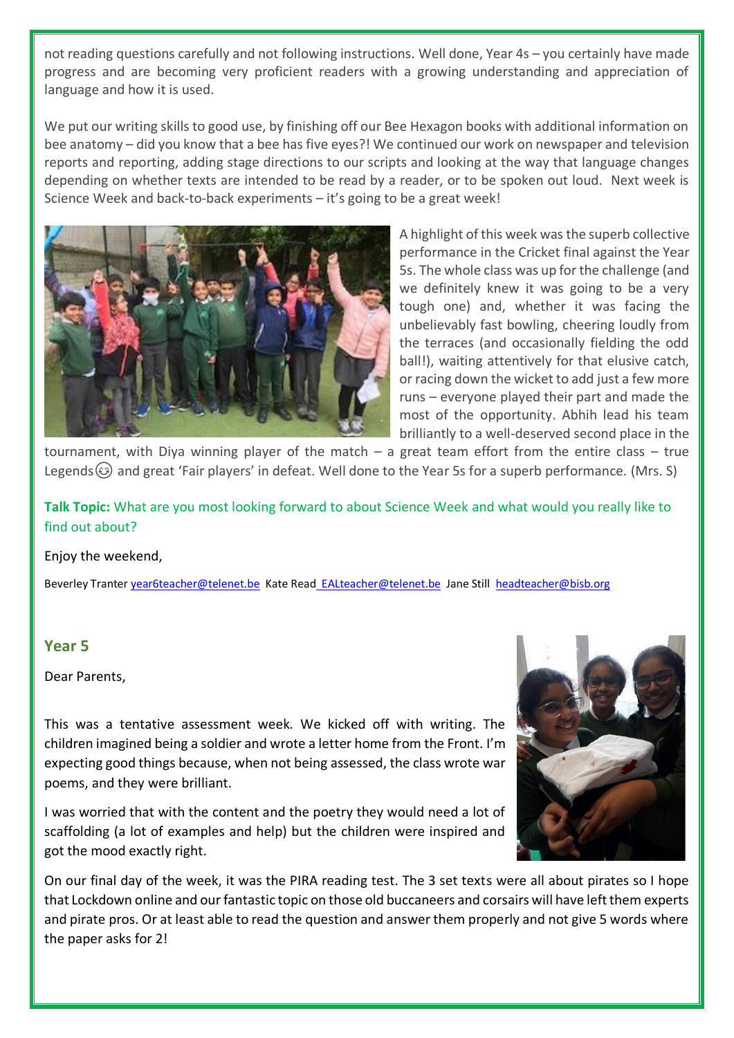not reading questions carefully and not following instructions. Well done, Year 4s – you certainly have made progress and are becoming very proficient readers with a growing understanding and appreciation of language and how it is used.

We put our writing skills to good use, by finishing off our Bee Hexagon books with additional information on bee anatomy – did you know that a bee has five eyes?! We continued our work on newspaper and television reports and reporting, adding stage directions to our scripts and looking at the way that language changes depending on whether texts are intended to be read by a reader, or to be spoken out loud. Next week is Science Week and back-to-back experiments – it's going to be a great week!

A highlight of this week was the superb collective performance in the Cricket final against the Year 5s. The whole class was up for the challenge (and we definitely knew it was going to be a very tough one) and, whether it was facing the unbelievably fast bowling, cheering loudly from the terraces (and occasionally fielding the odd ball!), waiting attentively for that elusive catch, or racing down the wicket to add just a few more runs – everyone played their part and made the most of the opportunity. Abhih lead his team brilliantly to a well-deserved second place in the tournament, with Diya winning player of the match – a great team effort from the entire class – true Legends😊 and great 'Fair players' in defeat. Well done to the Year 5s for a superb performance. (Mrs. S)

**Talk Topic:** What are you most looking forward to about Science Week and what would you really like to find out about?

Enjoy the weekend,

Beverley Tranter year6teacher@telenet.be Kate Read EALteacher@telenet.be Jane Still headteacher@bisb.org

## Year 5

Dear Parents,

This was a tentative assessment week. We kicked off with writing. The children imagined being a soldier and wrote a letter home from the Front. I'm expecting good things because, when not being assessed, the class wrote war poems, and they were brilliant.

I was worried that with the content and the poetry they would need a lot of scaffolding (a lot of examples and help) but the children were inspired and got the mood exactly right.

On our final day of the week, it was the PIRA reading test. The 3 set texts were all about pirates so I hope that Lockdown online and our fantastic topic on those old buccaneers and corsairs will have left them experts and pirate pros. Or at least able to read the question and answer them properly and not give 5 words where the paper asks for 2!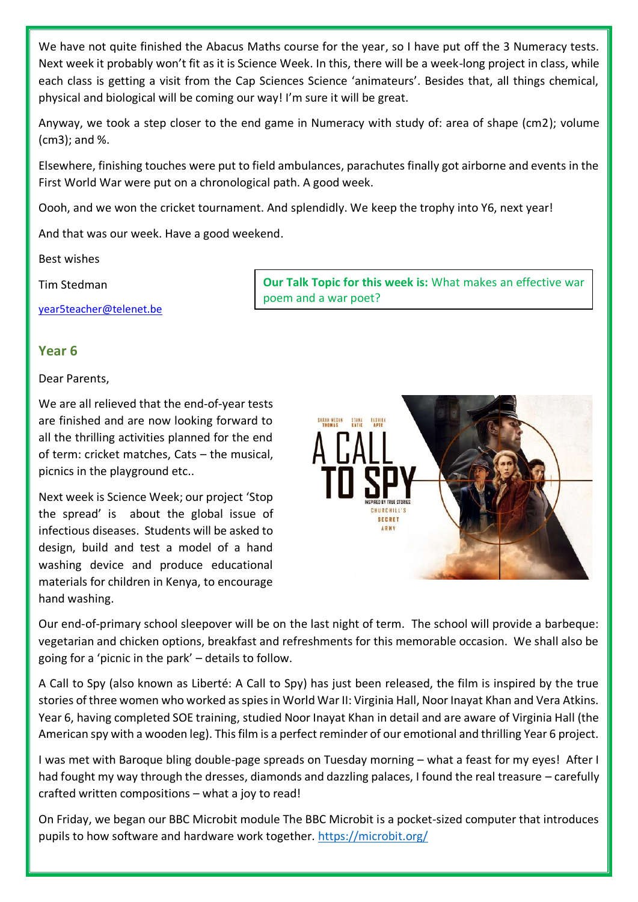We have not quite finished the Abacus Maths course for the year, so I have put off the 3 Numeracy tests. Next week it probably won't fit as it is Science Week. In this, there will be a week-long project in class, while each class is getting a visit from the Cap Sciences Science 'animateurs'. Besides that, all things chemical, physical and biological will be coming our way! I'm sure it will be great.

Anyway, we took a step closer to the end game in Numeracy with study of: area of shape (cm2); volume (cm3); and %.

Elsewhere, finishing touches were put to field ambulances, parachutes finally got airborne and events in the First World War were put on a chronological path. A good week.

Oooh, and we won the cricket tournament. And splendidly. We keep the trophy into Y6, next year!

And that was our week. Have a good weekend.

Best wishes

Tim Stedman

year5teacher@telenet.be

**Our Talk Topic for this week is:** What makes an effective war poem and a war poet?

## Year 6

Dear Parents,

We are all relieved that the end-of-year tests are finished and are now looking forward to all the thrilling activities planned for the end of term: cricket matches, Cats – the musical, picnics in the playground etc..

Next week is Science Week; our project 'Stop the spread' is about the global issue of infectious diseases. Students will be asked to design, build and test a model of a hand washing device and produce educational materials for children in Kenya, to encourage hand washing.

Our end-of-primary school sleepover will be on the last night of term. The school will provide a barbeque: vegetarian and chicken options, breakfast and refreshments for this memorable occasion. We shall also be going for a 'picnic in the park' – details to follow.

A Call to Spy (also known as Liberté: A Call to Spy) has just been released, the film is inspired by the true stories of three women who worked as spies in World War II: Virginia Hall, Noor Inayat Khan and Vera Atkins. Year 6, having completed SOE training, studied Noor Inayat Khan in detail and are aware of Virginia Hall (the American spy with a wooden leg). This film is a perfect reminder of our emotional and thrilling Year 6 project.

I was met with Baroque bling double-page spreads on Tuesday morning – what a feast for my eyes! After I had fought my way through the dresses, diamonds and dazzling palaces, I found the real treasure – carefully crafted written compositions – what a joy to read!

On Friday, we began our BBC Microbit module The BBC Microbit is a pocket-sized computer that introduces pupils to how software and hardware work together. https://microbit.org/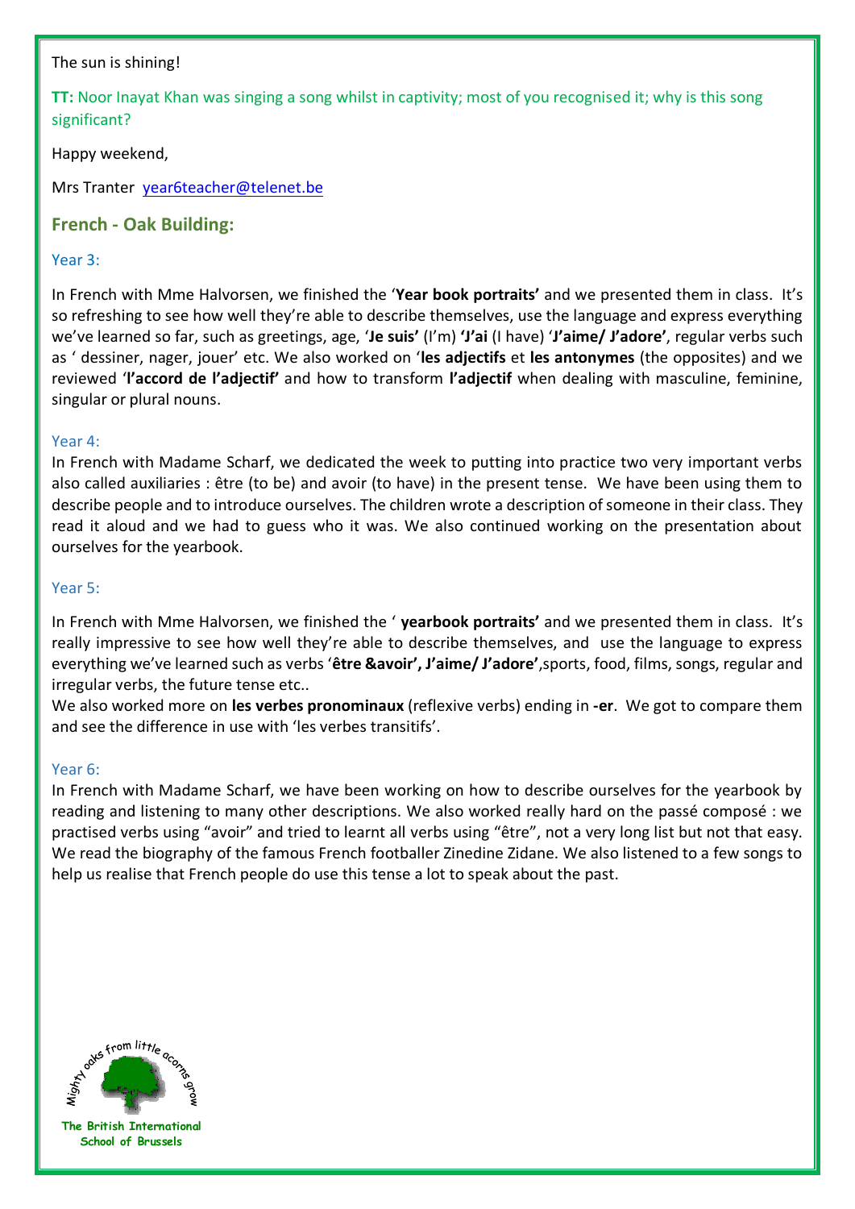The sun is shining!

**TT:** Noor Inayat Khan was singing a song whilst in captivity; most of you recognised it; why is this song significant?

Happy weekend,

Mrs Tranter  year6teacher@telenet.be

## French - Oak Building:

### Year 3:

In French with Mme Halvorsen, we finished the '**Year book portraits'** and we presented them in class.  It's so refreshing to see how well they're able to describe themselves, use the language and express everything we've learned so far, such as greetings, age, '**Je suis'** (I'm) **'J'ai** (I have) '**J'aime/ J'adore'**, regular verbs such as ' dessiner, nager, jouer' etc. We also worked on '**les adjectifs** et **les antonymes** (the opposites) and we reviewed '**l'accord de l'adjectif'** and how to transform **l'adjectif** when dealing with masculine, feminine, singular or plural nouns.

### Year 4:

In French with Madame Scharf, we dedicated the week to putting into practice two very important verbs also called auxiliaries : être (to be) and avoir (to have) in the present tense.  We have been using them to describe people and to introduce ourselves. The children wrote a description of someone in their class. They read it aloud and we had to guess who it was. We also continued working on the presentation about ourselves for the yearbook.

### Year 5:

In French with Mme Halvorsen, we finished the ' **yearbook portraits'** and we presented them in class.  It's really impressive to see how well they're able to describe themselves, and  use the language to express everything we've learned such as verbs '**être &avoir', J'aime/ J'adore'**,sports, food, films, songs, regular and irregular verbs, the future tense etc..

We also worked more on **les verbes pronominaux** (reflexive verbs) ending in **-er**.  We got to compare them and see the difference in use with 'les verbes transitifs'.

### Year 6:

In French with Madame Scharf, we have been working on how to describe ourselves for the yearbook by reading and listening to many other descriptions. We also worked really hard on the passé composé : we practised verbs using "avoir" and tried to learnt all verbs using "être", not a very long list but not that easy. We read the biography of the famous French footballer Zinedine Zidane. We also listened to a few songs to help us realise that French people do use this tense a lot to speak about the past.

Mighty oaks from little acorns grow

The British International School of Brussels